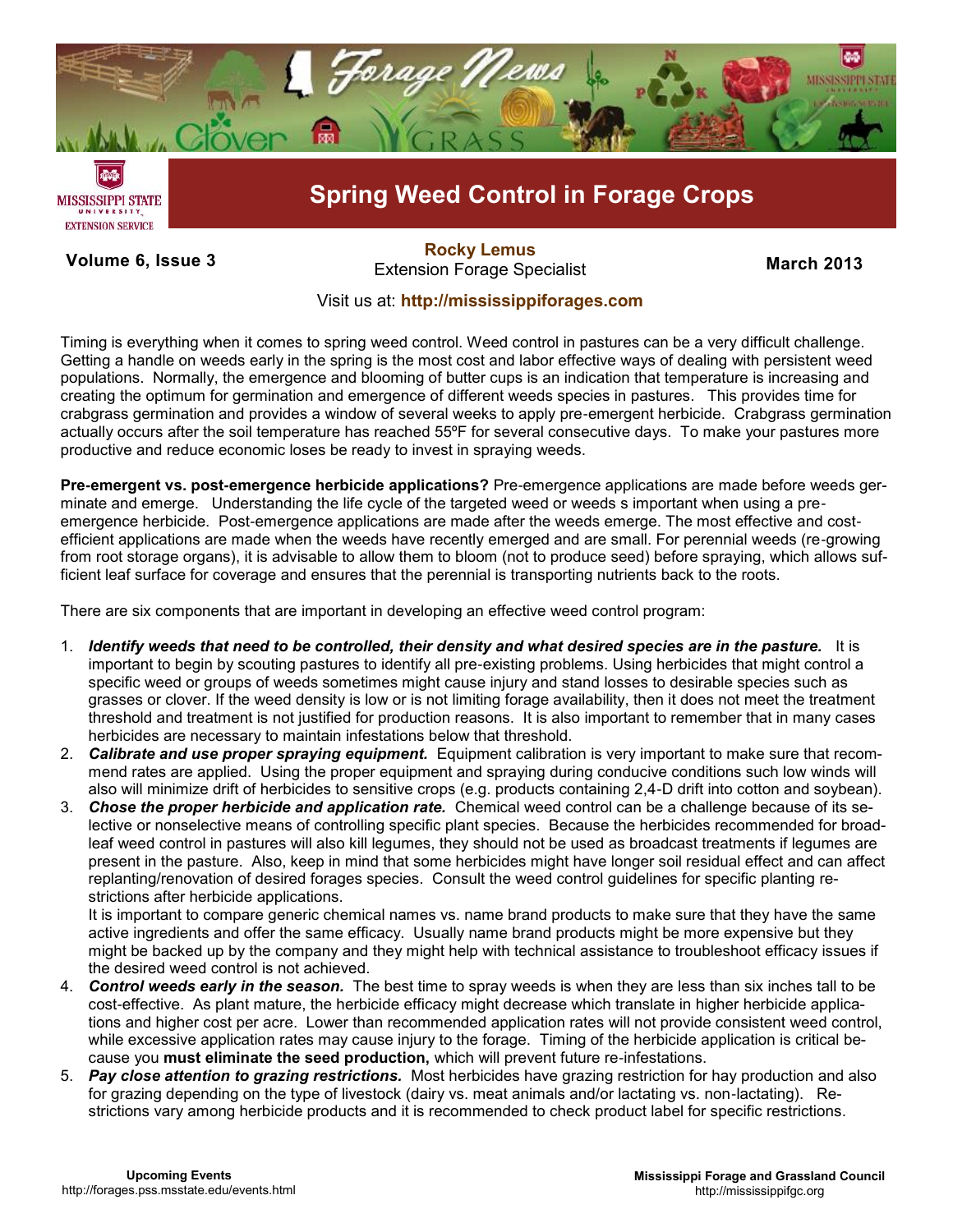# Spring Weed Control in Forage Crops

**Volume 6, Issue 3**

**Rocky Lemus**
Extension Forage Specialist

**March 2013**

Visit us at: **http://mississippiforages.com**

Timing is everything when it comes to spring weed control. Weed control in pastures can be a very difficult challenge. Getting a handle on weeds early in the spring is the most cost and labor effective ways of dealing with persistent weed populations. Normally, the emergence and blooming of butter cups is an indication that temperature is increasing and creating the optimum for germination and emergence of different weeds species in pastures. This provides time for crabgrass germination and provides a window of several weeks to apply pre-emergent herbicide. Crabgrass germination actually occurs after the soil temperature has reached 55ºF for several consecutive days. To make your pastures more productive and reduce economic loses be ready to invest in spraying weeds.

**Pre-emergent vs. post-emergence herbicide applications?** Pre-emergence applications are made before weeds germinate and emerge. Understanding the life cycle of the targeted weed or weeds s important when using a pre-emergence herbicide. Post-emergence applications are made after the weeds emerge. The most effective and cost-efficient applications are made when the weeds have recently emerged and are small. For perennial weeds (re-growing from root storage organs), it is advisable to allow them to bloom (not to produce seed) before spraying, which allows sufficient leaf surface for coverage and ensures that the perennial is transporting nutrients back to the roots.

There are six components that are important in developing an effective weed control program:

1. ***Identify weeds that need to be controlled, their density and what desired species are in the pasture.*** It is important to begin by scouting pastures to identify all pre-existing problems. Using herbicides that might control a specific weed or groups of weeds sometimes might cause injury and stand losses to desirable species such as grasses or clover. If the weed density is low or is not limiting forage availability, then it does not meet the treatment threshold and treatment is not justified for production reasons. It is also important to remember that in many cases herbicides are necessary to maintain infestations below that threshold.
2. ***Calibrate and use proper spraying equipment.*** Equipment calibration is very important to make sure that recommend rates are applied. Using the proper equipment and spraying during conducive conditions such low winds will also will minimize drift of herbicides to sensitive crops (e.g. products containing 2,4-D drift into cotton and soybean).
3. ***Chose the proper herbicide and application rate.*** Chemical weed control can be a challenge because of its selective or nonselective means of controlling specific plant species. Because the herbicides recommended for broadleaf weed control in pastures will also kill legumes, they should not be used as broadcast treatments if legumes are present in the pasture. Also, keep in mind that some herbicides might have longer soil residual effect and can affect replanting/renovation of desired forages species. Consult the weed control guidelines for specific planting restrictions after herbicide applications.
   It is important to compare generic chemical names vs. name brand products to make sure that they have the same active ingredients and offer the same efficacy. Usually name brand products might be more expensive but they might be backed up by the company and they might help with technical assistance to troubleshoot efficacy issues if the desired weed control is not achieved.
4. ***Control weeds early in the season.*** The best time to spray weeds is when they are less than six inches tall to be cost-effective. As plant mature, the herbicide efficacy might decrease which translate in higher herbicide applications and higher cost per acre. Lower than recommended application rates will not provide consistent weed control, while excessive application rates may cause injury to the forage. Timing of the herbicide application is critical because you **must eliminate the seed production,** which will prevent future re-infestations.
5. ***Pay close attention to grazing restrictions.*** Most herbicides have grazing restriction for hay production and also for grazing depending on the type of livestock (dairy vs. meat animals and/or lactating vs. non-lactating). Restrictions vary among herbicide products and it is recommended to check product label for specific restrictions.

**Upcoming Events**
http://forages.pss.msstate.edu/events.html

**Mississippi Forage and Grassland Council**
http://mississippifgc.org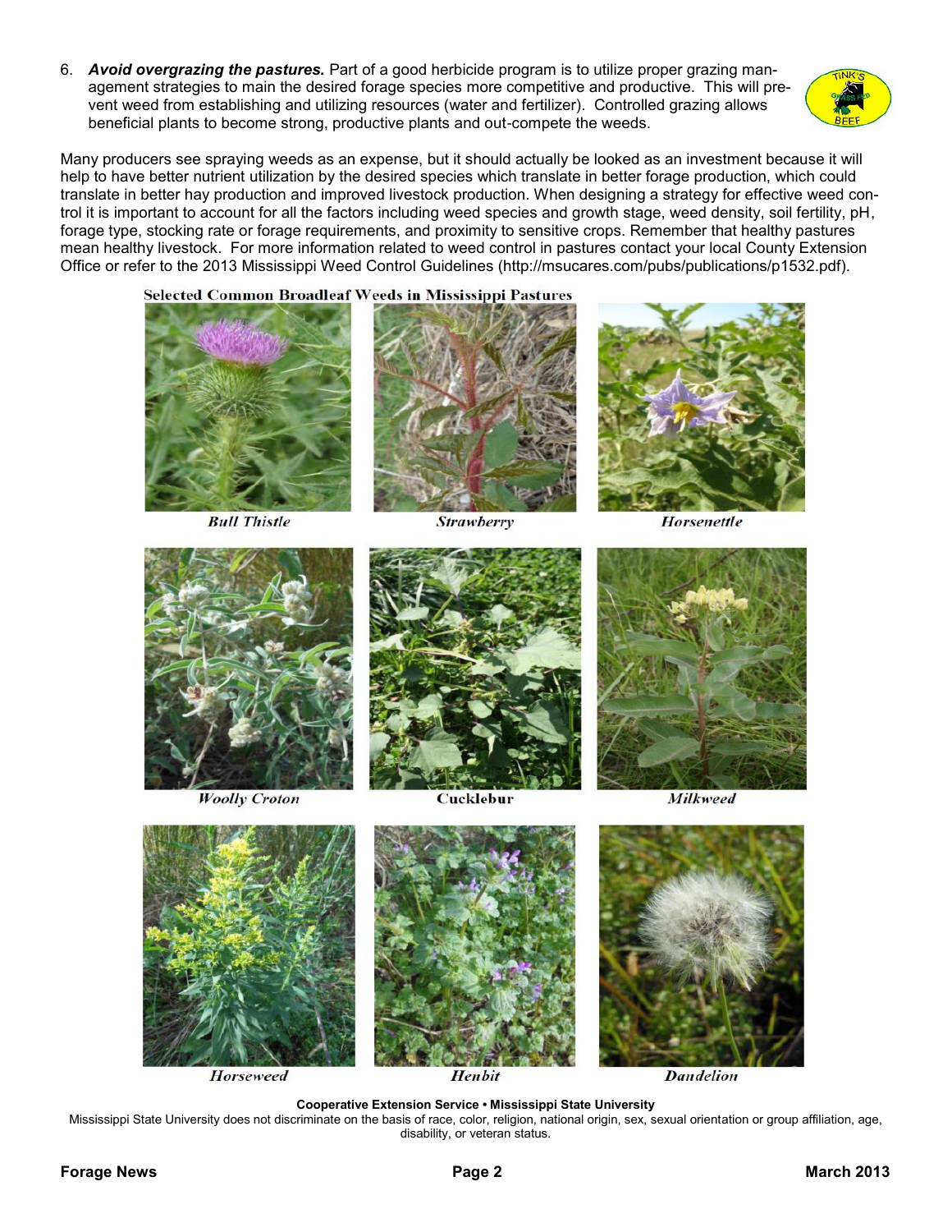6. ***Avoid overgrazing the pastures.*** Part of a good herbicide program is to utilize proper grazing management strategies to main the desired forage species more competitive and productive. This will prevent weed from establishing and utilizing resources (water and fertilizer). Controlled grazing allows beneficial plants to become strong, productive plants and out-compete the weeds.

Many producers see spraying weeds as an expense, but it should actually be looked as an investment because it will help to have better nutrient utilization by the desired species which translate in better forage production, which could translate in better hay production and improved livestock production. When designing a strategy for effective weed control it is important to account for all the factors including weed species and growth stage, weed density, soil fertility, pH, forage type, stocking rate or forage requirements, and proximity to sensitive crops. Remember that healthy pastures mean healthy livestock. For more information related to weed control in pastures contact your local County Extension Office or refer to the 2013 Mississippi Weed Control Guidelines (http://msucares.com/pubs/publications/p1532.pdf).

**Selected Common Broadleaf Weeds in Mississippi Pastures**

*Bull Thistle*

*Strawberry*

*Horsenettle*

*Woolly Croton*

**Cucklebur**

*Milkweed*

*Horseweed*

*Henbit*

*Dandelion*

**Cooperative Extension Service • Mississippi State University**

Mississippi State University does not discriminate on the basis of race, color, religion, national origin, sex, sexual orientation or group affiliation, age, disability, or veteran status.